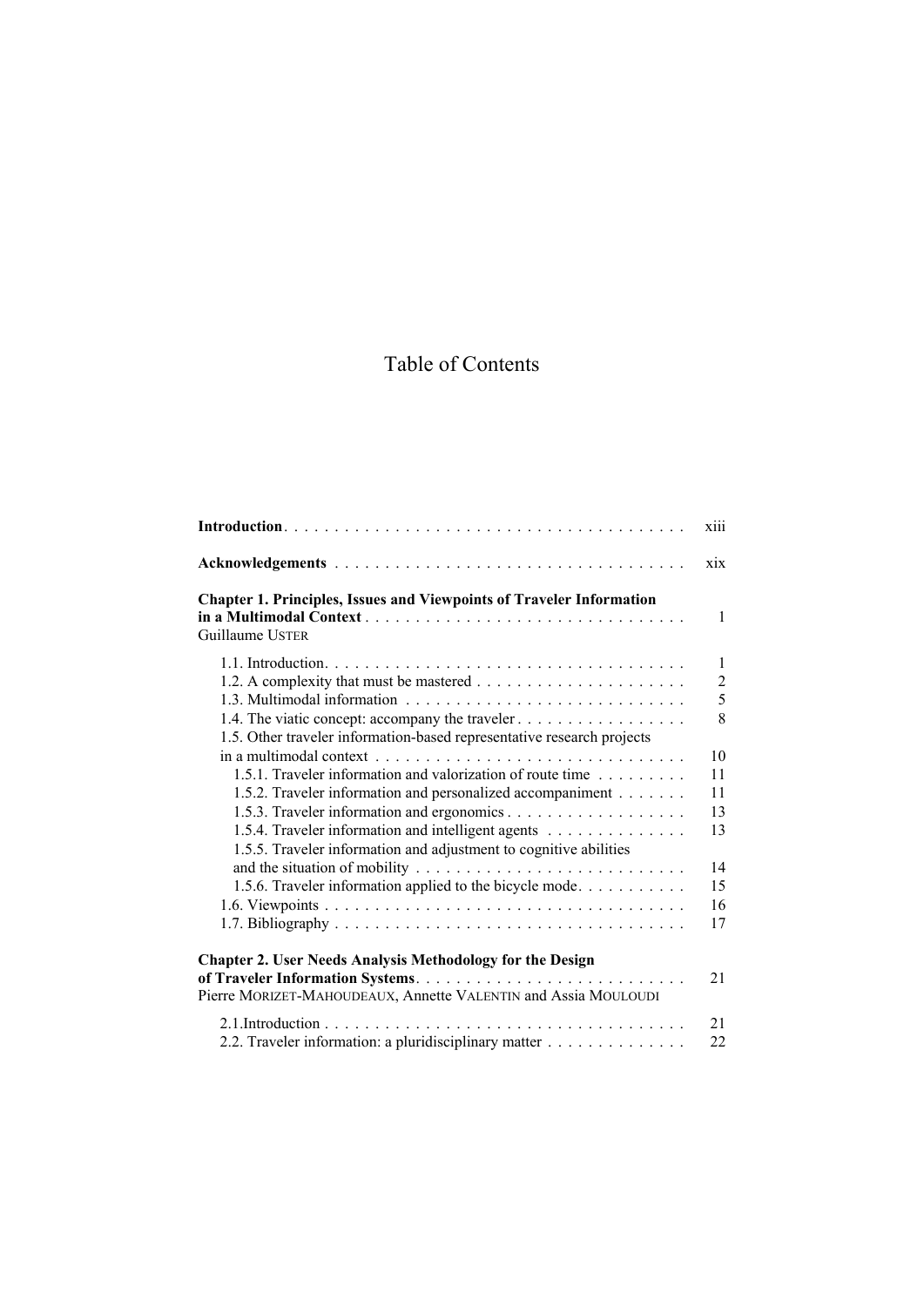# Table of Contents

| | |
|---|---|
| **Introduction** | xiii |
| **Acknowledgements** | xix |
| **Chapter 1. Principles, Issues and Viewpoints of Traveler Information in a Multimodal Context** | 1 |
| Guillaume USTER | |
| 1.1. Introduction | 1 |
| 1.2. A complexity that must be mastered | 2 |
| 1.3. Multimodal information | 5 |
| 1.4. The viatic concept: accompany the traveler | 8 |
| 1.5. Other traveler information-based representative research projects in a multimodal context | 10 |
| 1.5.1. Traveler information and valorization of route time | 11 |
| 1.5.2. Traveler information and personalized accompaniment | 11 |
| 1.5.3. Traveler information and ergonomics | 13 |
| 1.5.4. Traveler information and intelligent agents | 13 |
| 1.5.5. Traveler information and adjustment to cognitive abilities and the situation of mobility | 14 |
| 1.5.6. Traveler information applied to the bicycle mode | 15 |
| 1.6. Viewpoints | 16 |
| 1.7. Bibliography | 17 |
| **Chapter 2. User Needs Analysis Methodology for the Design of Traveler Information Systems** | 21 |
| Pierre MORIZET-MAHOUDEAUX, Annette VALENTIN and Assia MOULOUDI | |
| 2.1.Introduction | 21 |
| 2.2. Traveler information: a pluridisciplinary matter | 22 |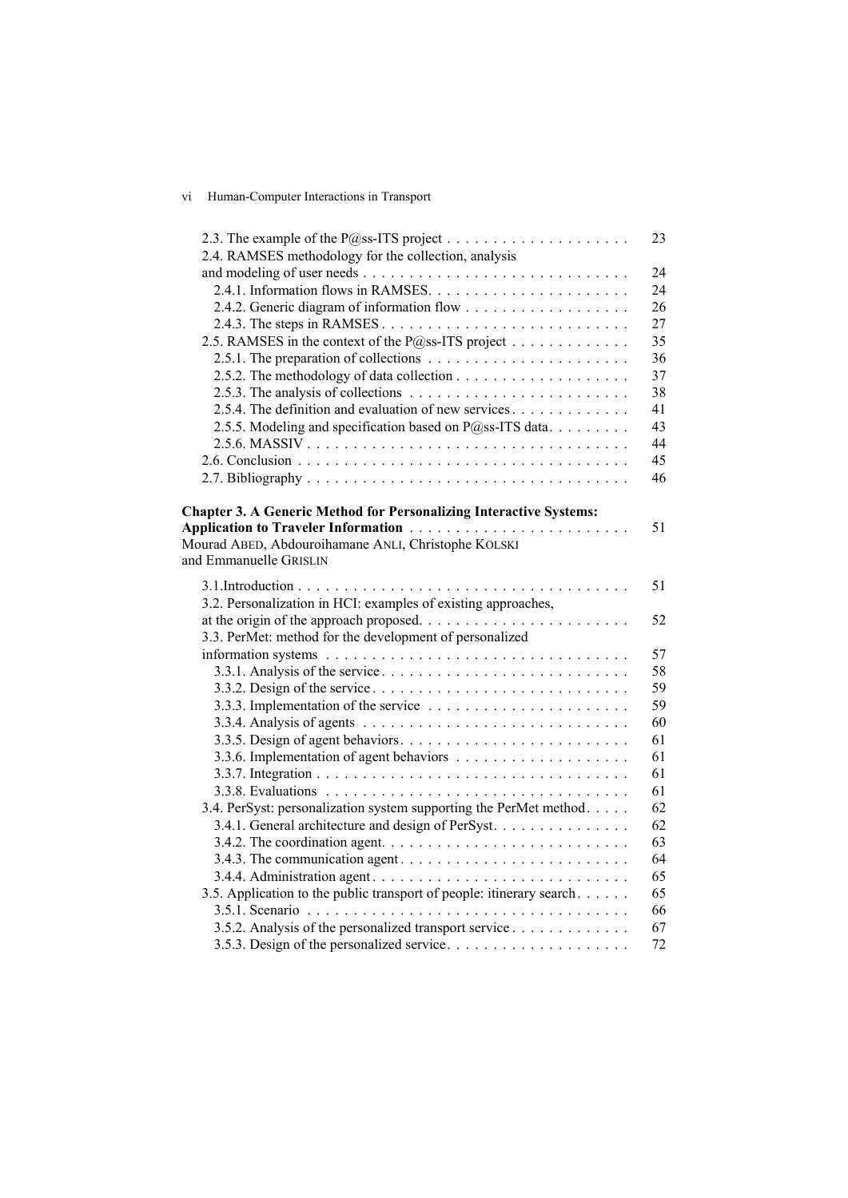2.3. The example of the P@ss-ITS project . . . . . . . . . . . . . . . . . . . . 23
2.4. RAMSES methodology for the collection, analysis and modeling of user needs . . . . . . . . . . . . . . . . . . . . . . . . . . . . 24
2.4.1. Information flows in RAMSES. . . . . . . . . . . . . . . . . . . . . . 24
2.4.2. Generic diagram of information flow . . . . . . . . . . . . . . . . . . 26
2.4.3. The steps in RAMSES . . . . . . . . . . . . . . . . . . . . . . . . . . 27
2.5. RAMSES in the context of the P@ss-ITS project . . . . . . . . . . . . . 35
2.5.1. The preparation of collections . . . . . . . . . . . . . . . . . . . . . 36
2.5.2. The methodology of data collection . . . . . . . . . . . . . . . . . . 37
2.5.3. The analysis of collections . . . . . . . . . . . . . . . . . . . . . . . 38
2.5.4. The definition and evaluation of new services . . . . . . . . . . . . . 41
2.5.5. Modeling and specification based on P@ss-ITS data. . . . . . . . . 43
2.5.6. MASSIV . . . . . . . . . . . . . . . . . . . . . . . . . . . . . . . . . 44
2.6. Conclusion . . . . . . . . . . . . . . . . . . . . . . . . . . . . . . . . . 45
2.7. Bibliography . . . . . . . . . . . . . . . . . . . . . . . . . . . . . . . . 46

**Chapter 3. A Generic Method for Personalizing Interactive Systems: Application to Traveler Information** . . . . . . . . . . . . . . . . . . . . . . . . 51
Mourad ABED, Abdouroihamane ANLI, Christophe KOLSKI and Emmanuelle GRISLIN

3.1.Introduction . . . . . . . . . . . . . . . . . . . . . . . . . . . . . . . . . 51
3.2. Personalization in HCI: examples of existing approaches, at the origin of the approach proposed. . . . . . . . . . . . . . . . . . . . . . . 52
3.3. PerMet: method for the development of personalized information systems . . . . . . . . . . . . . . . . . . . . . . . . . . . . . . . . 57
3.3.1. Analysis of the service . . . . . . . . . . . . . . . . . . . . . . . . . . 58
3.3.2. Design of the service . . . . . . . . . . . . . . . . . . . . . . . . . . . 59
3.3.3. Implementation of the service . . . . . . . . . . . . . . . . . . . . . . 59
3.3.4. Analysis of agents . . . . . . . . . . . . . . . . . . . . . . . . . . . . 60
3.3.5. Design of agent behaviors. . . . . . . . . . . . . . . . . . . . . . . . . 61
3.3.6. Implementation of agent behaviors . . . . . . . . . . . . . . . . . . . 61
3.3.7. Integration . . . . . . . . . . . . . . . . . . . . . . . . . . . . . . . . 61
3.3.8. Evaluations . . . . . . . . . . . . . . . . . . . . . . . . . . . . . . . . 61
3.4. PerSyst: personalization system supporting the PerMet method. . . . . 62
3.4.1. General architecture and design of PerSyst. . . . . . . . . . . . . . . 62
3.4.2. The coordination agent. . . . . . . . . . . . . . . . . . . . . . . . . . 63
3.4.3. The communication agent . . . . . . . . . . . . . . . . . . . . . . . . 64
3.4.4. Administration agent . . . . . . . . . . . . . . . . . . . . . . . . . . . 65
3.5. Application to the public transport of people: itinerary search . . . . . . 65
3.5.1. Scenario . . . . . . . . . . . . . . . . . . . . . . . . . . . . . . . . . . 66
3.5.2. Analysis of the personalized transport service . . . . . . . . . . . . . 67
3.5.3. Design of the personalized service. . . . . . . . . . . . . . . . . . . . 72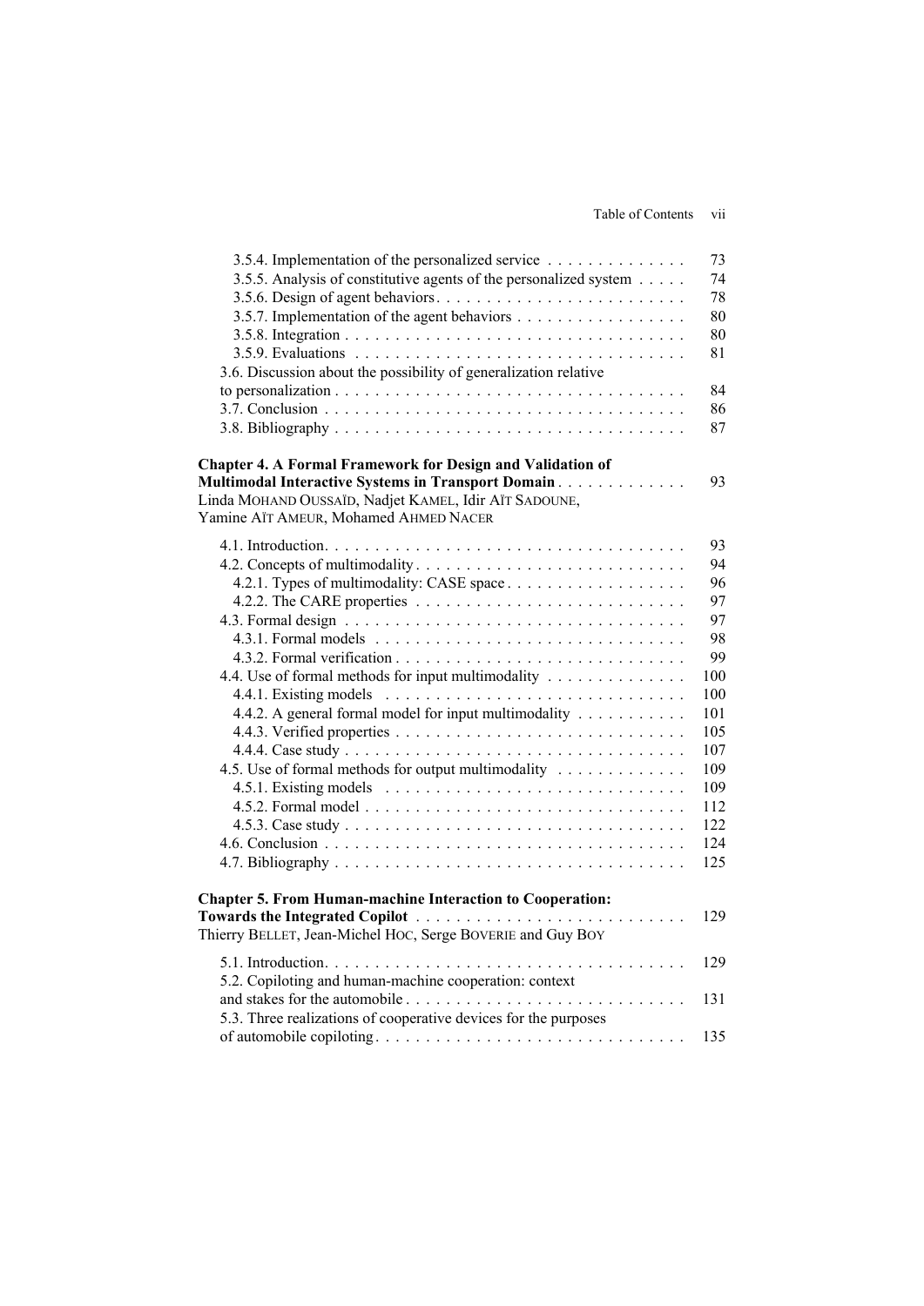3.5.4. Implementation of the personalized service . . . . . . . . . . . . . 73
3.5.5. Analysis of constitutive agents of the personalized system . . . . . 74
3.5.6. Design of agent behaviors . . . . . . . . . . . . . . . . . . . . . . . . . 78
3.5.7. Implementation of the agent behaviors . . . . . . . . . . . . . . . . . 80
3.5.8. Integration . . . . . . . . . . . . . . . . . . . . . . . . . . . . . . . . . . 80
3.5.9. Evaluations . . . . . . . . . . . . . . . . . . . . . . . . . . . . . . . . . 81
3.6. Discussion about the possibility of generalization relative to personalization . . . . . . . . . . . . . . . . . . . . . . . . . . . . . . . . . . 84
3.7. Conclusion . . . . . . . . . . . . . . . . . . . . . . . . . . . . . . . . . . . . 86
3.8. Bibliography . . . . . . . . . . . . . . . . . . . . . . . . . . . . . . . . . . 87

**Chapter 4. A Formal Framework for Design and Validation of Multimodal Interactive Systems in Transport Domain** . . . . . . . . . . . . . 93
Linda MOHAND OUSSAÏD, Nadjet KAMEL, Idir AÏT SADOUNE, Yamine AÏT AMEUR, Mohamed AHMED NACER

4.1. Introduction. . . . . . . . . . . . . . . . . . . . . . . . . . . . . . . . . . . 93
4.2. Concepts of multimodality . . . . . . . . . . . . . . . . . . . . . . . . . . 94
4.2.1. Types of multimodality: CASE space . . . . . . . . . . . . . . . . . . 96
4.2.2. The CARE properties . . . . . . . . . . . . . . . . . . . . . . . . . . . 97
4.3. Formal design . . . . . . . . . . . . . . . . . . . . . . . . . . . . . . . . . 97
4.3.1. Formal models . . . . . . . . . . . . . . . . . . . . . . . . . . . . . . . 98
4.3.2. Formal verification . . . . . . . . . . . . . . . . . . . . . . . . . . . . 99
4.4. Use of formal methods for input multimodality . . . . . . . . . . . . . 100
4.4.1. Existing models . . . . . . . . . . . . . . . . . . . . . . . . . . . . . . 100
4.4.2. A general formal model for input multimodality . . . . . . . . . . . 101
4.4.3. Verified properties . . . . . . . . . . . . . . . . . . . . . . . . . . . . 105
4.4.4. Case study . . . . . . . . . . . . . . . . . . . . . . . . . . . . . . . . . 107
4.5. Use of formal methods for output multimodality . . . . . . . . . . . . 109
4.5.1. Existing models . . . . . . . . . . . . . . . . . . . . . . . . . . . . . . 109
4.5.2. Formal model . . . . . . . . . . . . . . . . . . . . . . . . . . . . . . . 112
4.5.3. Case study . . . . . . . . . . . . . . . . . . . . . . . . . . . . . . . . . 122
4.6. Conclusion . . . . . . . . . . . . . . . . . . . . . . . . . . . . . . . . . . . 124
4.7. Bibliography . . . . . . . . . . . . . . . . . . . . . . . . . . . . . . . . . . 125

**Chapter 5. From Human-machine Interaction to Cooperation: Towards the Integrated Copilot** . . . . . . . . . . . . . . . . . . . . . . . . . . 129
Thierry BELLET, Jean-Michel HOC, Serge BOVERIE and Guy BOY

5.1. Introduction. . . . . . . . . . . . . . . . . . . . . . . . . . . . . . . . . . . 129
5.2. Copiloting and human-machine cooperation: context and stakes for the automobile . . . . . . . . . . . . . . . . . . . . . . . . . . . . 131
5.3. Three realizations of cooperative devices for the purposes of automobile copiloting . . . . . . . . . . . . . . . . . . . . . . . . . . . . . 135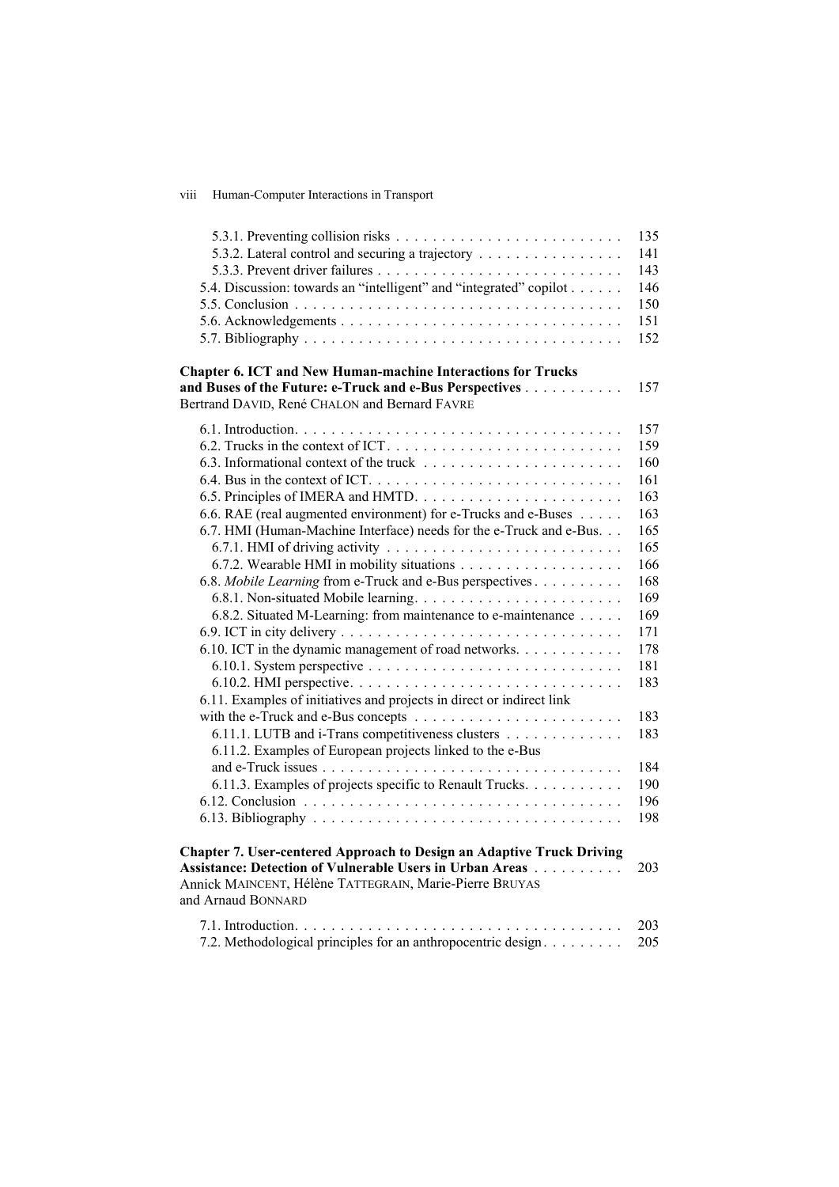5.3.1. Preventing collision risks . . . . . . . . . . . . . . . . . . . . . . . . . 135
5.3.2. Lateral control and securing a trajectory . . . . . . . . . . . . . . . . 141
5.3.3. Prevent driver failures . . . . . . . . . . . . . . . . . . . . . . . . . . . 143
5.4. Discussion: towards an "intelligent" and "integrated" copilot . . . . . . 146
5.5. Conclusion . . . . . . . . . . . . . . . . . . . . . . . . . . . . . . . . . . . 150
5.6. Acknowledgements . . . . . . . . . . . . . . . . . . . . . . . . . . . . . . 151
5.7. Bibliography . . . . . . . . . . . . . . . . . . . . . . . . . . . . . . . . . 152

**Chapter 6. ICT and New Human-machine Interactions for Trucks and Buses of the Future: e-Truck and e-Bus Perspectives** . . . . . . . . . . . 157
Bertrand DAVID, René CHALON and Bernard FAVRE

6.1. Introduction. . . . . . . . . . . . . . . . . . . . . . . . . . . . . . . . . . . 157
6.2. Trucks in the context of ICT. . . . . . . . . . . . . . . . . . . . . . . . . . 159
6.3. Informational context of the truck . . . . . . . . . . . . . . . . . . . . . . 160
6.4. Bus in the context of ICT. . . . . . . . . . . . . . . . . . . . . . . . . . . 161
6.5. Principles of IMERA and HMTD. . . . . . . . . . . . . . . . . . . . . . . 163
6.6. RAE (real augmented environment) for e-Trucks and e-Buses . . . . . 163
6.7. HMI (Human-Machine Interface) needs for the e-Truck and e-Bus. . . 165
6.7.1. HMI of driving activity . . . . . . . . . . . . . . . . . . . . . . . . . . 165
6.7.2. Wearable HMI in mobility situations . . . . . . . . . . . . . . . . . . 166
6.8. *Mobile Learning* from e-Truck and e-Bus perspectives . . . . . . . . . 168
6.8.1. Non-situated Mobile learning. . . . . . . . . . . . . . . . . . . . . . . 169
6.8.2. Situated M-Learning: from maintenance to e-maintenance . . . . . 169
6.9. ICT in city delivery . . . . . . . . . . . . . . . . . . . . . . . . . . . . . . 171
6.10. ICT in the dynamic management of road networks. . . . . . . . . . . . 178
6.10.1. System perspective . . . . . . . . . . . . . . . . . . . . . . . . . . . 181
6.10.2. HMI perspective. . . . . . . . . . . . . . . . . . . . . . . . . . . . . 183
6.11. Examples of initiatives and projects in direct or indirect link with the e-Truck and e-Bus concepts . . . . . . . . . . . . . . . . . . . . . . 183
6.11.1. LUTB and i-Trans competitiveness clusters . . . . . . . . . . . . . 183
6.11.2. Examples of European projects linked to the e-Bus and e-Truck issues . . . . . . . . . . . . . . . . . . . . . . . . . . . . . . . . . . 184
6.11.3. Examples of projects specific to Renault Trucks. . . . . . . . . . . 190
6.12. Conclusion . . . . . . . . . . . . . . . . . . . . . . . . . . . . . . . . . . 196
6.13. Bibliography . . . . . . . . . . . . . . . . . . . . . . . . . . . . . . . . . 198

**Chapter 7. User-centered Approach to Design an Adaptive Truck Driving Assistance: Detection of Vulnerable Users in Urban Areas** . . . . . . . . . . 203
Annick MAINCENT, Hélène TATTEGRAIN, Marie-Pierre BRUYAS and Arnaud BONNARD

7.1. Introduction. . . . . . . . . . . . . . . . . . . . . . . . . . . . . . . . . . . 203
7.2. Methodological principles for an anthropocentric design. . . . . . . . . 205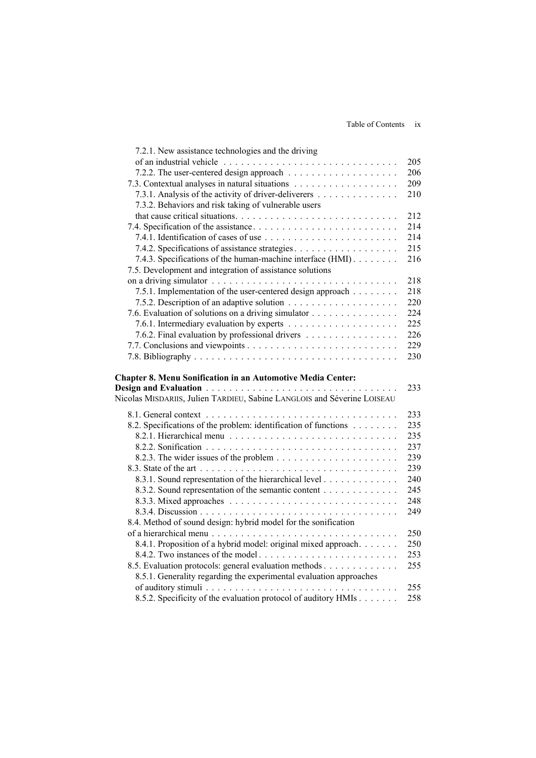7.2.1. New assistance technologies and the driving of an industrial vehicle . . . . . . . . . . . . . . . . . . . . . . . . . . . . . . 205
7.2.2. The user-centered design approach . . . . . . . . . . . . . . . . . . . 206
7.3. Contextual analyses in natural situations . . . . . . . . . . . . . . . . . . . 209
7.3.1. Analysis of the activity of driver-deliverers . . . . . . . . . . . . . . 210
7.3.2. Behaviors and risk taking of vulnerable users that cause critical situations. . . . . . . . . . . . . . . . . . . . . . . . . . . . 212
7.4. Specification of the assistance. . . . . . . . . . . . . . . . . . . . . . . . . 214
7.4.1. Identification of cases of use . . . . . . . . . . . . . . . . . . . . . . . 214
7.4.2. Specifications of assistance strategies. . . . . . . . . . . . . . . . . . 215
7.4.3. Specifications of the human-machine interface (HMI) . . . . . . . . 216
7.5. Development and integration of assistance solutions on a driving simulator . . . . . . . . . . . . . . . . . . . . . . . . . . . . . . . . 218
7.5.1. Implementation of the user-centered design approach . . . . . . . . 218
7.5.2. Description of an adaptive solution . . . . . . . . . . . . . . . . . . . 220
7.6. Evaluation of solutions on a driving simulator . . . . . . . . . . . . . . . 224
7.6.1. Intermediary evaluation by experts . . . . . . . . . . . . . . . . . . . 225
7.6.2. Final evaluation by professional drivers . . . . . . . . . . . . . . . . 226
7.7. Conclusions and viewpoints . . . . . . . . . . . . . . . . . . . . . . . . . . 229
7.8. Bibliography . . . . . . . . . . . . . . . . . . . . . . . . . . . . . . . . . . . 230

**Chapter 8. Menu Sonification in an Automotive Media Center: Design and Evaluation** . . . . . . . . . . . . . . . . . . . . . . . . . . . . . . . . . 233
Nicolas MISDARIIS, Julien TARDIEU, Sabine LANGLOIS and Séverine LOISEAU

8.1. General context . . . . . . . . . . . . . . . . . . . . . . . . . . . . . . . . . 233
8.2. Specifications of the problem: identification of functions . . . . . . . . 235
8.2.1. Hierarchical menu . . . . . . . . . . . . . . . . . . . . . . . . . . . . . 235
8.2.2. Sonification . . . . . . . . . . . . . . . . . . . . . . . . . . . . . . . . . 237
8.2.3. The wider issues of the problem . . . . . . . . . . . . . . . . . . . . . 239
8.3. State of the art . . . . . . . . . . . . . . . . . . . . . . . . . . . . . . . . . . 239
8.3.1. Sound representation of the hierarchical level . . . . . . . . . . . . . 240
8.3.2. Sound representation of the semantic content . . . . . . . . . . . . . 245
8.3.3. Mixed approaches . . . . . . . . . . . . . . . . . . . . . . . . . . . . . 248
8.3.4. Discussion . . . . . . . . . . . . . . . . . . . . . . . . . . . . . . . . . . 249
8.4. Method of sound design: hybrid model for the sonification of a hierarchical menu . . . . . . . . . . . . . . . . . . . . . . . . . . . . . . . . 250
8.4.1. Proposition of a hybrid model: original mixed approach. . . . . . . 250
8.4.2. Two instances of the model . . . . . . . . . . . . . . . . . . . . . . . . 253
8.5. Evaluation protocols: general evaluation methods . . . . . . . . . . . . . 255
8.5.1. Generality regarding the experimental evaluation approaches of auditory stimuli . . . . . . . . . . . . . . . . . . . . . . . . . . . . . . . . . 255
8.5.2. Specificity of the evaluation protocol of auditory HMIs . . . . . . . 258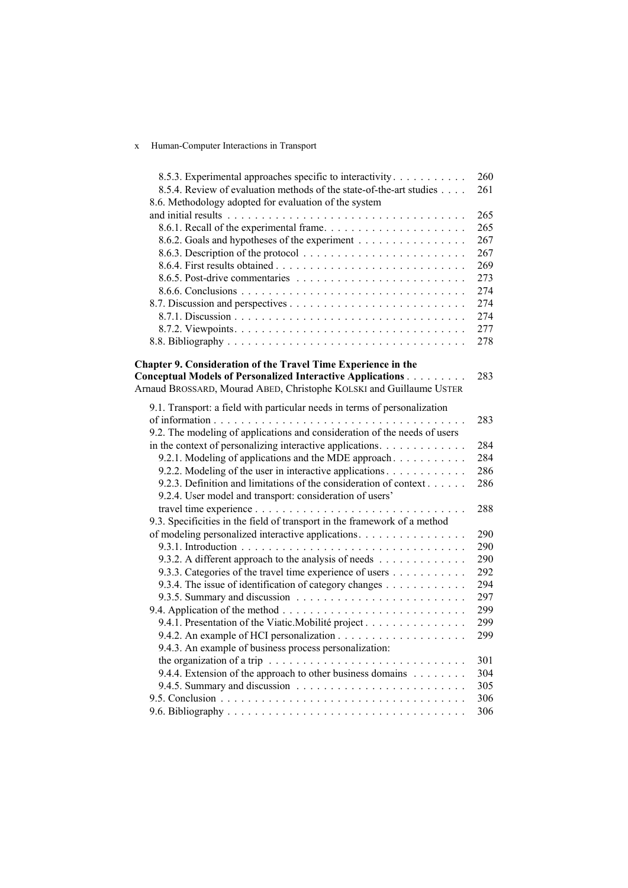8.5.3. Experimental approaches specific to interactivity . . . . . . . . . . 260
8.5.4. Review of evaluation methods of the state-of-the-art studies . . . . 261
8.6. Methodology adopted for evaluation of the system and initial results . . . . . . . . . . . . . . . . . . . . . . . . . . . . . . . . . . 265
8.6.1. Recall of the experimental frame. . . . . . . . . . . . . . . . . . . . . 265
8.6.2. Goals and hypotheses of the experiment . . . . . . . . . . . . . . . 267
8.6.3. Description of the protocol . . . . . . . . . . . . . . . . . . . . . . . . 267
8.6.4. First results obtained . . . . . . . . . . . . . . . . . . . . . . . . . . . 269
8.6.5. Post-drive commentaries . . . . . . . . . . . . . . . . . . . . . . . . . 273
8.6.6. Conclusions . . . . . . . . . . . . . . . . . . . . . . . . . . . . . . . . . 274
8.7. Discussion and perspectives . . . . . . . . . . . . . . . . . . . . . . . . . 274
8.7.1. Discussion . . . . . . . . . . . . . . . . . . . . . . . . . . . . . . . . . . 274
8.7.2. Viewpoints. . . . . . . . . . . . . . . . . . . . . . . . . . . . . . . . . . 277
8.8. Bibliography . . . . . . . . . . . . . . . . . . . . . . . . . . . . . . . . . . 278

**Chapter 9. Consideration of the Travel Time Experience in the Conceptual Models of Personalized Interactive Applications** . . . . . . . . . 283
Arnaud BROSSARD, Mourad ABED, Christophe KOLSKI and Guillaume USTER

9.1. Transport: a field with particular needs in terms of personalization of information . . . . . . . . . . . . . . . . . . . . . . . . . . . . . . . . . . . . . 283
9.2. The modeling of applications and consideration of the needs of users in the context of personalizing interactive applications. . . . . . . . . . . . . 284
9.2.1. Modeling of applications and the MDE approach . . . . . . . . . . . 284
9.2.2. Modeling of the user in interactive applications . . . . . . . . . . . . 286
9.2.3. Definition and limitations of the consideration of context . . . . . . 286
9.2.4. User model and transport: consideration of users' travel time experience . . . . . . . . . . . . . . . . . . . . . . . . . . . . . . . 288
9.3. Specificities in the field of transport in the framework of a method of modeling personalized interactive applications. . . . . . . . . . . . . . . . 290
9.3.1. Introduction . . . . . . . . . . . . . . . . . . . . . . . . . . . . . . . . . 290
9.3.2. A different approach to the analysis of needs . . . . . . . . . . . . . 290
9.3.3. Categories of the travel time experience of users . . . . . . . . . . . 292
9.3.4. The issue of identification of category changes . . . . . . . . . . . . 294
9.3.5. Summary and discussion . . . . . . . . . . . . . . . . . . . . . . . . . 297
9.4. Application of the method . . . . . . . . . . . . . . . . . . . . . . . . . . . 299
9.4.1. Presentation of the Viatic.Mobilité project . . . . . . . . . . . . . . . 299
9.4.2. An example of HCI personalization . . . . . . . . . . . . . . . . . . . 299
9.4.3. An example of business process personalization: the organization of a trip . . . . . . . . . . . . . . . . . . . . . . . . . . . . . 301
9.4.4. Extension of the approach to other business domains . . . . . . . . 304
9.4.5. Summary and discussion . . . . . . . . . . . . . . . . . . . . . . . . . 305
9.5. Conclusion . . . . . . . . . . . . . . . . . . . . . . . . . . . . . . . . . . . . 306
9.6. Bibliography . . . . . . . . . . . . . . . . . . . . . . . . . . . . . . . . . . 306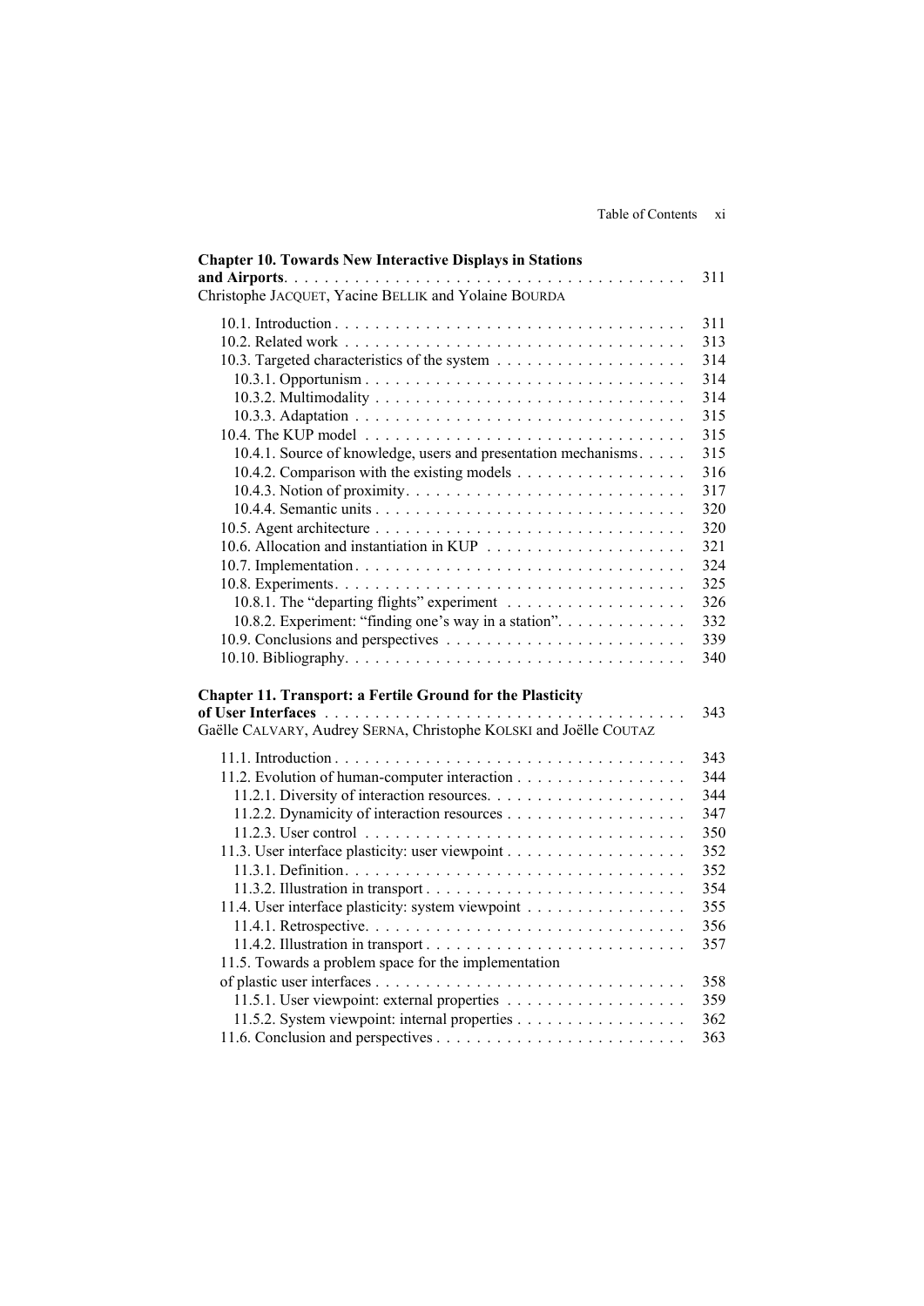**Chapter 10. Towards New Interactive Displays in Stations and Airports** . . . . . . . . . . 311
Christophe JACQUET, Yacine BELLIK and Yolaine BOURDA

- 10.1. Introduction . . . . . . . . . . 311
- 10.2. Related work . . . . . . . . . . 313
- 10.3. Targeted characteristics of the system . . . . . . . . . . 314
  - 10.3.1. Opportunism . . . . . . . . . . 314
  - 10.3.2. Multimodality . . . . . . . . . . 314
  - 10.3.3. Adaptation . . . . . . . . . . 315
- 10.4. The KUP model . . . . . . . . . . 315
  - 10.4.1. Source of knowledge, users and presentation mechanisms . . . . . . . . . . 315
  - 10.4.2. Comparison with the existing models . . . . . . . . . . 316
  - 10.4.3. Notion of proximity . . . . . . . . . . 317
  - 10.4.4. Semantic units . . . . . . . . . . 320
- 10.5. Agent architecture . . . . . . . . . . 320
- 10.6. Allocation and instantiation in KUP . . . . . . . . . . 321
- 10.7. Implementation . . . . . . . . . . 324
- 10.8. Experiments . . . . . . . . . . 325
  - 10.8.1. The “departing flights” experiment . . . . . . . . . . 326
  - 10.8.2. Experiment: “finding one’s way in a station” . . . . . . . . . . 332
- 10.9. Conclusions and perspectives . . . . . . . . . . 339
- 10.10. Bibliography . . . . . . . . . . 340

**Chapter 11. Transport: a Fertile Ground for the Plasticity of User Interfaces** . . . . . . . . . . 343
Gaëlle CALVARY, Audrey SERNA, Christophe KOLSKI and Joëlle COUTAZ

- 11.1. Introduction . . . . . . . . . . 343
- 11.2. Evolution of human-computer interaction . . . . . . . . . . 344
  - 11.2.1. Diversity of interaction resources . . . . . . . . . . 344
  - 11.2.2. Dynamicity of interaction resources . . . . . . . . . . 347
  - 11.2.3. User control . . . . . . . . . . 350
- 11.3. User interface plasticity: user viewpoint . . . . . . . . . . 352
  - 11.3.1. Definition . . . . . . . . . . 352
  - 11.3.2. Illustration in transport . . . . . . . . . . 354
- 11.4. User interface plasticity: system viewpoint . . . . . . . . . . 355
  - 11.4.1. Retrospective . . . . . . . . . . 356
  - 11.4.2. Illustration in transport . . . . . . . . . . 357
- 11.5. Towards a problem space for the implementation of plastic user interfaces . . . . . . . . . . 358
  - 11.5.1. User viewpoint: external properties . . . . . . . . . . 359
  - 11.5.2. System viewpoint: internal properties . . . . . . . . . . 362
- 11.6. Conclusion and perspectives . . . . . . . . . . 363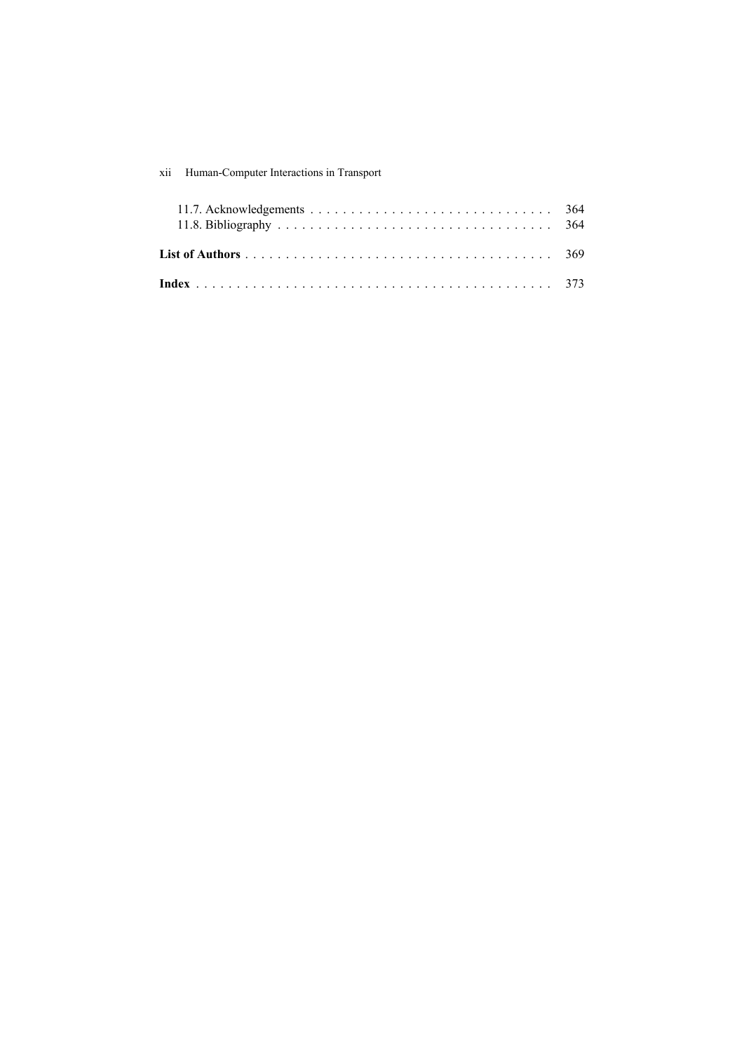11.7. Acknowledgements . . . . . . . . . . . . . . . . . . . . . . . . . . . . . . 364
11.8. Bibliography . . . . . . . . . . . . . . . . . . . . . . . . . . . . . . . . . . 364

**List of Authors** . . . . . . . . . . . . . . . . . . . . . . . . . . . . . . . . . . . . . 369

**Index** . . . . . . . . . . . . . . . . . . . . . . . . . . . . . . . . . . . . . . . . . . 373